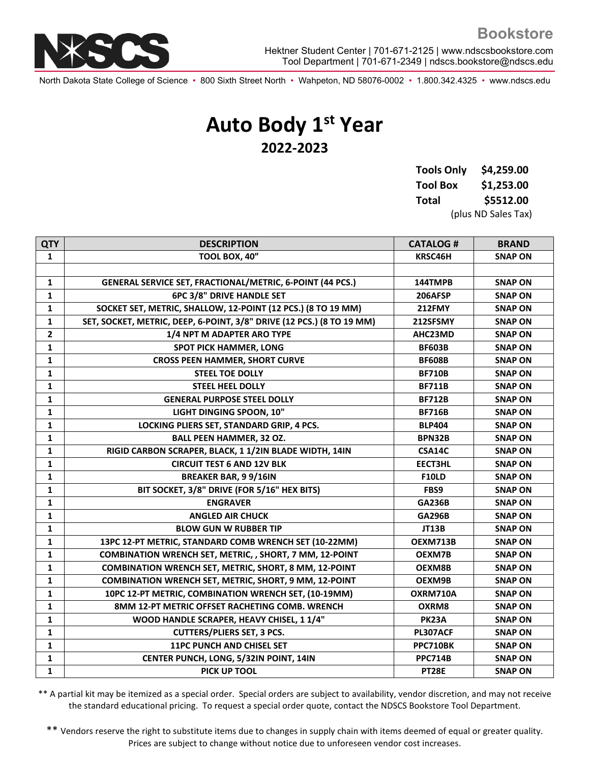**Bookstore**

Hektner Student Center | 701-671-2125 | www.ndscsbookstore.com
Tool Department | 701-671-2349 | ndscs.bookstore@ndscs.edu

North Dakota State College of Science • 800 Sixth Street North • Wahpeton, ND 58076-0002 • 1.800.342.4325 • www.ndscs.edu

# Auto Body 1st Year

## 2022-2023

| | |
|---|---|
| **Tools Only** | **$4,259.00** |
| **Tool Box** | **$1,253.00** |
| **Total** | **$5512.00** |

(plus ND Sales Tax)

| QTY | DESCRIPTION | CATALOG # | BRAND |
|---|---|---|---|
| 1 | TOOL BOX, 40" | KRSC46H | SNAP ON |
| | | | |
| 1 | GENERAL SERVICE SET, FRACTIONAL/METRIC, 6-POINT (44 PCS.) | 144TMPB | SNAP ON |
| 1 | 6PC 3/8" DRIVE HANDLE SET | 206AFSP | SNAP ON |
| 1 | SOCKET SET, METRIC, SHALLOW, 12-POINT (12 PCS.) (8 TO 19 MM) | 212FMY | SNAP ON |
| 1 | SET, SOCKET, METRIC, DEEP, 6-POINT, 3/8" DRIVE (12 PCS.) (8 TO 19 MM) | 212SFSMY | SNAP ON |
| 2 | 1/4 NPT M ADAPTER ARO TYPE | AHC23MD | SNAP ON |
| 1 | SPOT PICK HAMMER, LONG | BF603B | SNAP ON |
| 1 | CROSS PEEN HAMMER, SHORT CURVE | BF608B | SNAP ON |
| 1 | STEEL TOE DOLLY | BF710B | SNAP ON |
| 1 | STEEL HEEL DOLLY | BF711B | SNAP ON |
| 1 | GENERAL PURPOSE STEEL DOLLY | BF712B | SNAP ON |
| 1 | LIGHT DINGING SPOON, 10" | BF716B | SNAP ON |
| 1 | LOCKING PLIERS SET, STANDARD GRIP, 4 PCS. | BLP404 | SNAP ON |
| 1 | BALL PEEN HAMMER, 32 OZ. | BPN32B | SNAP ON |
| 1 | RIGID CARBON SCRAPER, BLACK, 1 1/2IN BLADE WIDTH, 14IN | CSA14C | SNAP ON |
| 1 | CIRCUIT TEST 6 AND 12V BLK | EECT3HL | SNAP ON |
| 1 | BREAKER BAR, 9 9/16IN | F10LD | SNAP ON |
| 1 | BIT SOCKET, 3/8" DRIVE (FOR 5/16" HEX BITS) | FBS9 | SNAP ON |
| 1 | ENGRAVER | GA236B | SNAP ON |
| 1 | ANGLED AIR CHUCK | GA296B | SNAP ON |
| 1 | BLOW GUN W RUBBER TIP | JT13B | SNAP ON |
| 1 | 13PC 12-PT METRIC, STANDARD COMB WRENCH SET (10-22MM) | OEXM713B | SNAP ON |
| 1 | COMBINATION WRENCH SET, METRIC, , SHORT, 7 MM, 12-POINT | OEXM7B | SNAP ON |
| 1 | COMBINATION WRENCH SET, METRIC, SHORT, 8 MM, 12-POINT | OEXM8B | SNAP ON |
| 1 | COMBINATION WRENCH SET, METRIC, SHORT, 9 MM, 12-POINT | OEXM9B | SNAP ON |
| 1 | 10PC 12-PT METRIC, COMBINATION WRENCH SET, (10-19MM) | OXRM710A | SNAP ON |
| 1 | 8MM 12-PT METRIC OFFSET RACHETING COMB. WRENCH | OXRM8 | SNAP ON |
| 1 | WOOD HANDLE SCRAPER, HEAVY CHISEL, 1 1/4" | PK23A | SNAP ON |
| 1 | CUTTERS/PLIERS SET, 3 PCS. | PL307ACF | SNAP ON |
| 1 | 11PC PUNCH AND CHISEL SET | PPC710BK | SNAP ON |
| 1 | CENTER PUNCH, LONG, 5/32IN POINT, 14IN | PPC714B | SNAP ON |
| 1 | PICK UP TOOL | PT28E | SNAP ON |

** A partial kit may be itemized as a special order. Special orders are subject to availability, vendor discretion, and may not receive the standard educational pricing. To request a special order quote, contact the NDSCS Bookstore Tool Department.

** Vendors reserve the right to substitute items due to changes in supply chain with items deemed of equal or greater quality. Prices are subject to change without notice due to unforeseen vendor cost increases.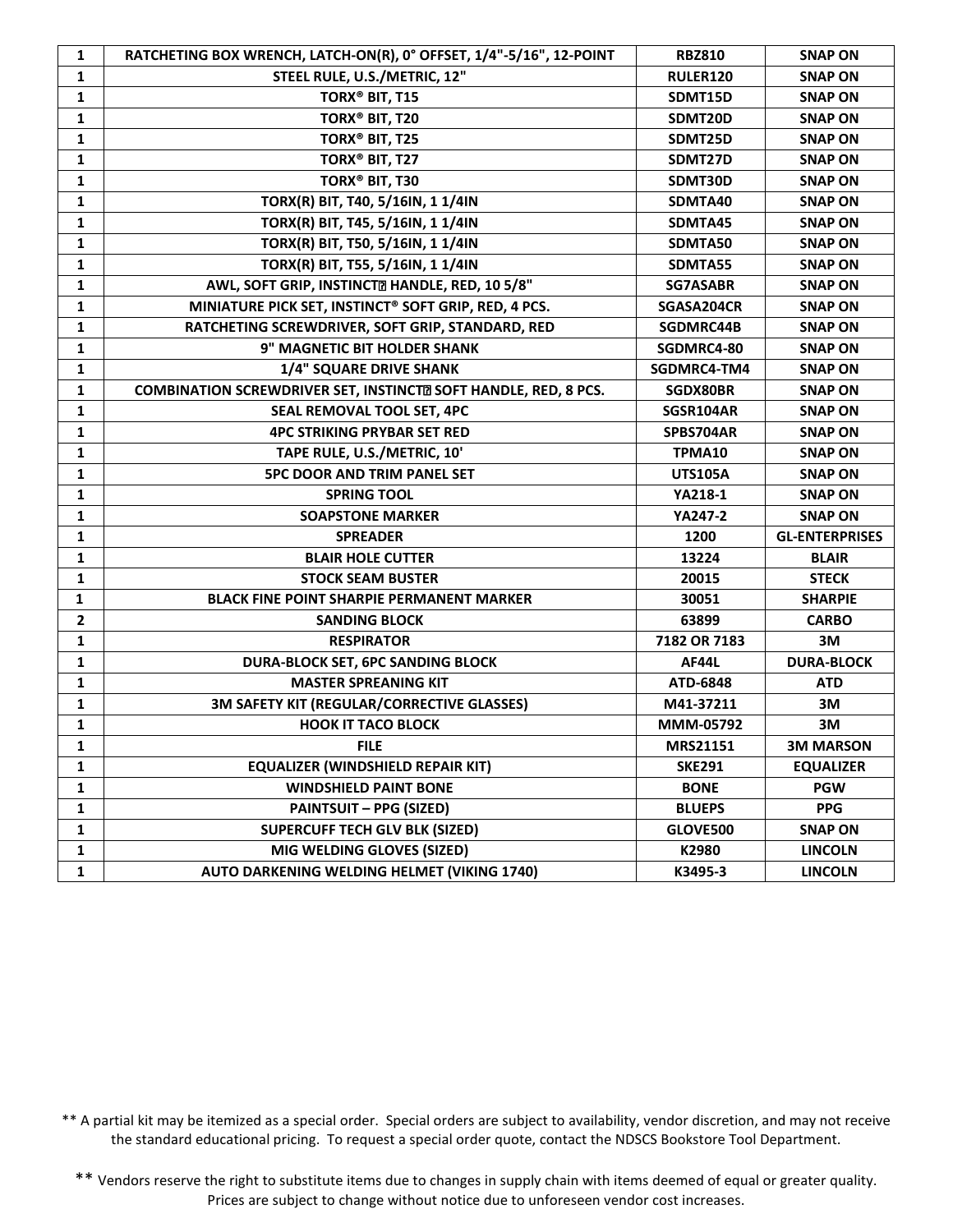| | | | |
|---|---|---|---|
| 1 | RATCHETING BOX WRENCH, LATCH-ON(R), 0° OFFSET, 1/4"-5/16", 12-POINT | RBZ810 | SNAP ON |
| 1 | STEEL RULE, U.S./METRIC, 12" | RULER120 | SNAP ON |
| 1 | TORX® BIT, T15 | SDMT15D | SNAP ON |
| 1 | TORX® BIT, T20 | SDMT20D | SNAP ON |
| 1 | TORX® BIT, T25 | SDMT25D | SNAP ON |
| 1 | TORX® BIT, T27 | SDMT27D | SNAP ON |
| 1 | TORX® BIT, T30 | SDMT30D | SNAP ON |
| 1 | TORX(R) BIT, T40, 5/16IN, 1 1/4IN | SDMTA40 | SNAP ON |
| 1 | TORX(R) BIT, T45, 5/16IN, 1 1/4IN | SDMTA45 | SNAP ON |
| 1 | TORX(R) BIT, T50, 5/16IN, 1 1/4IN | SDMTA50 | SNAP ON |
| 1 | TORX(R) BIT, T55, 5/16IN, 1 1/4IN | SDMTA55 | SNAP ON |
| 1 | AWL, SOFT GRIP, INSTINCT� HANDLE, RED, 10 5/8" | SG7ASABR | SNAP ON |
| 1 | MINIATURE PICK SET, INSTINCT® SOFT GRIP, RED, 4 PCS. | SGASA204CR | SNAP ON |
| 1 | RATCHETING SCREWDRIVER, SOFT GRIP, STANDARD, RED | SGDMRC44B | SNAP ON |
| 1 | 9" MAGNETIC BIT HOLDER SHANK | SGDMRC4-80 | SNAP ON |
| 1 | 1/4" SQUARE DRIVE SHANK | SGDMRC4-TM4 | SNAP ON |
| 1 | COMBINATION SCREWDRIVER SET, INSTINCT� SOFT HANDLE, RED, 8 PCS. | SGDX80BR | SNAP ON |
| 1 | SEAL REMOVAL TOOL SET, 4PC | SGSR104AR | SNAP ON |
| 1 | 4PC STRIKING PRYBAR SET RED | SPBS704AR | SNAP ON |
| 1 | TAPE RULE, U.S./METRIC, 10' | TPMA10 | SNAP ON |
| 1 | 5PC DOOR AND TRIM PANEL SET | UTS105A | SNAP ON |
| 1 | SPRING TOOL | YA218-1 | SNAP ON |
| 1 | SOAPSTONE MARKER | YA247-2 | SNAP ON |
| 1 | SPREADER | 1200 | GL-ENTERPRISES |
| 1 | BLAIR HOLE CUTTER | 13224 | BLAIR |
| 1 | STOCK SEAM BUSTER | 20015 | STECK |
| 1 | BLACK FINE POINT SHARPIE PERMANENT MARKER | 30051 | SHARPIE |
| 2 | SANDING BLOCK | 63899 | CARBO |
| 1 | RESPIRATOR | 7182 OR 7183 | 3M |
| 1 | DURA-BLOCK SET, 6PC SANDING BLOCK | AF44L | DURA-BLOCK |
| 1 | MASTER SPREANING KIT | ATD-6848 | ATD |
| 1 | 3M SAFETY KIT (REGULAR/CORRECTIVE GLASSES) | M41-37211 | 3M |
| 1 | HOOK IT TACO BLOCK | MMM-05792 | 3M |
| 1 | FILE | MRS21151 | 3M MARSON |
| 1 | EQUALIZER (WINDSHIELD REPAIR KIT) | SKE291 | EQUALIZER |
| 1 | WINDSHIELD PAINT BONE | BONE | PGW |
| 1 | PAINTSUIT – PPG (SIZED) | BLUEPS | PPG |
| 1 | SUPERCUFF TECH GLV BLK (SIZED) | GLOVE500 | SNAP ON |
| 1 | MIG WELDING GLOVES (SIZED) | K2980 | LINCOLN |
| 1 | AUTO DARKENING WELDING HELMET (VIKING 1740) | K3495-3 | LINCOLN |

** A partial kit may be itemized as a special order. Special orders are subject to availability, vendor discretion, and may not receive the standard educational pricing. To request a special order quote, contact the NDSCS Bookstore Tool Department.

** Vendors reserve the right to substitute items due to changes in supply chain with items deemed of equal or greater quality. Prices are subject to change without notice due to unforeseen vendor cost increases.